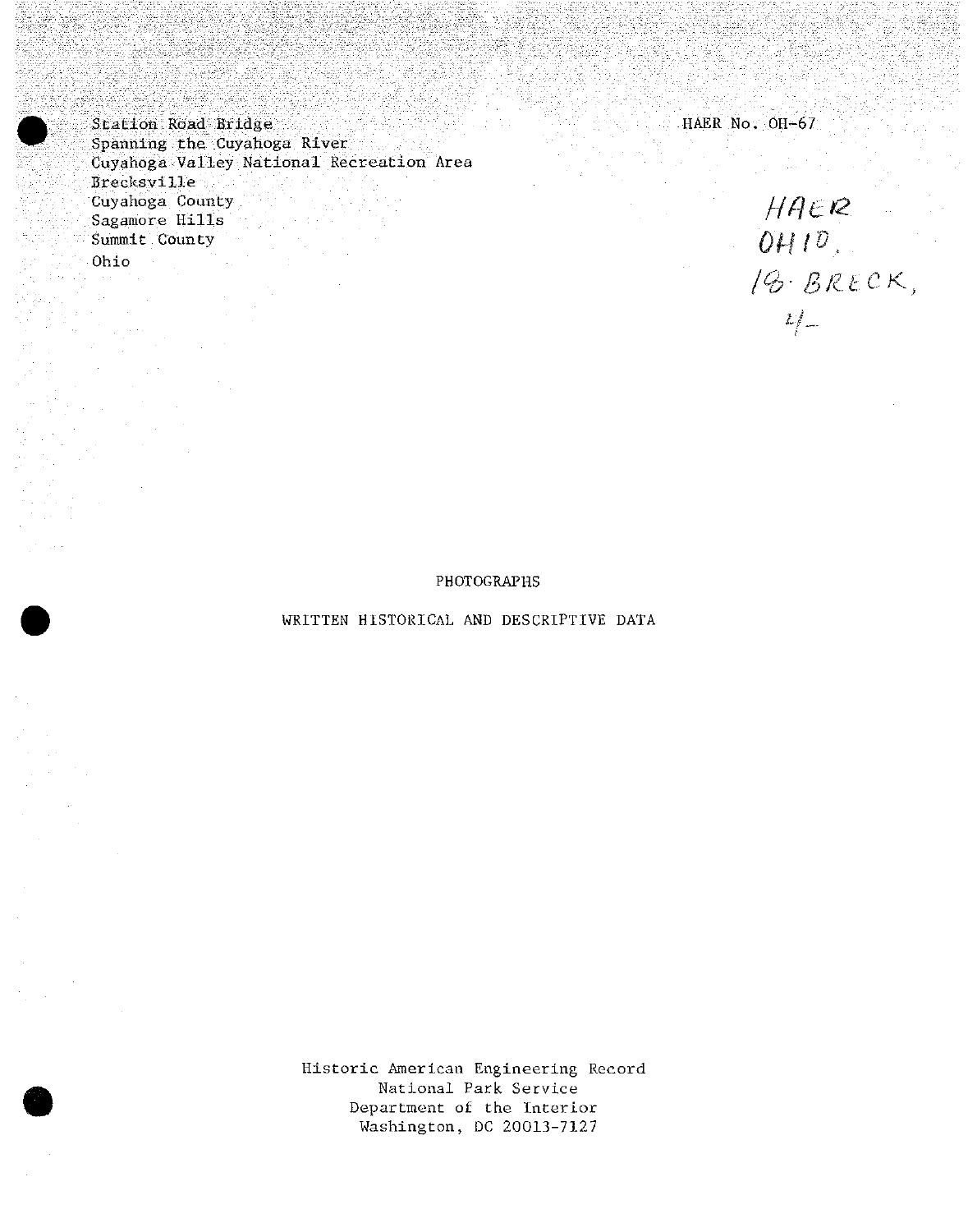Station Road Bridge
Spanning the Cuyahoga River
Cuyahoga Valley National Recreation Area
Brecksville
Cuyahoga County
Sagamore Hills
Summit County
Ohio

HAER No. OH-67

HAER
OHIO,
18-BRECK,
4-

PHOTOGRAPHS

WRITTEN HISTORICAL AND DESCRIPTIVE DATA

Historic American Engineering Record
National Park Service
Department of the Interior
Washington, DC 20013-7127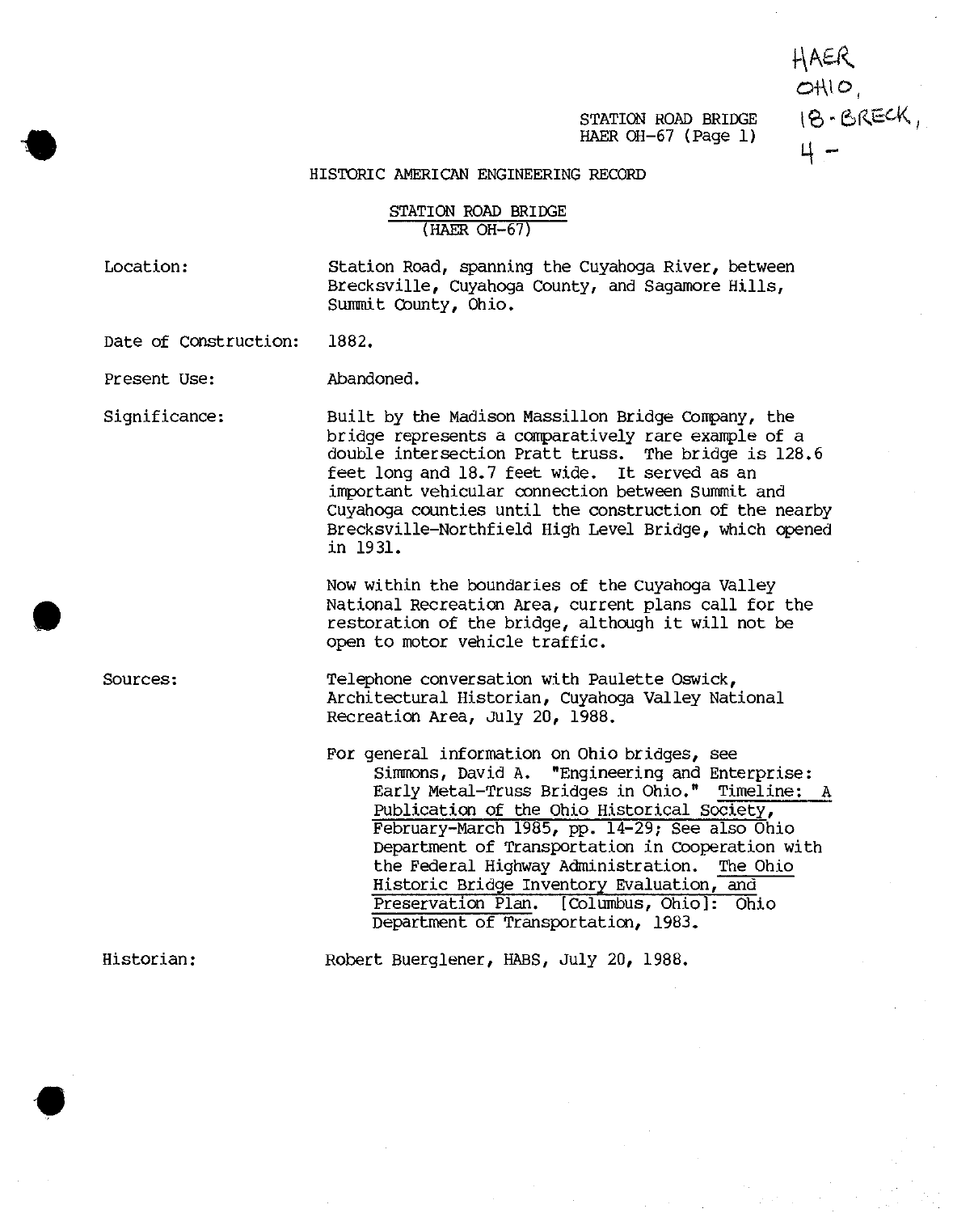HAER OHIO, 18-BRECK, 4-

STATION ROAD BRIDGE
HAER OH-67 (Page 1)

HISTORIC AMERICAN ENGINEERING RECORD

# STATION ROAD BRIDGE
(HAER OH-67)

**Location:** Station Road, spanning the Cuyahoga River, between Brecksville, Cuyahoga County, and Sagamore Hills, Summit County, Ohio.

**Date of Construction:** 1882.

**Present Use:** Abandoned.

**Significance:** Built by the Madison Massillon Bridge Company, the bridge represents a comparatively rare example of a double intersection Pratt truss. The bridge is 128.6 feet long and 18.7 feet wide. It served as an important vehicular connection between Summit and Cuyahoga counties until the construction of the nearby Brecksville-Northfield High Level Bridge, which opened in 1931.

Now within the boundaries of the Cuyahoga Valley National Recreation Area, current plans call for the restoration of the bridge, although it will not be open to motor vehicle traffic.

**Sources:** Telephone conversation with Paulette Oswick, Architectural Historian, Cuyahoga Valley National Recreation Area, July 20, 1988.

For general information on Ohio bridges, see Simmons, David A. "Engineering and Enterprise: Early Metal-Truss Bridges in Ohio." Timeline: A Publication of the Ohio Historical Society, February-March 1985, pp. 14-29; See also Ohio Department of Transportation in Cooperation with the Federal Highway Administration. The Ohio Historic Bridge Inventory Evaluation, and Preservation Plan. [Columbus, Ohio]: Ohio Department of Transportation, 1983.

**Historian:** Robert Buerglener, HABS, July 20, 1988.